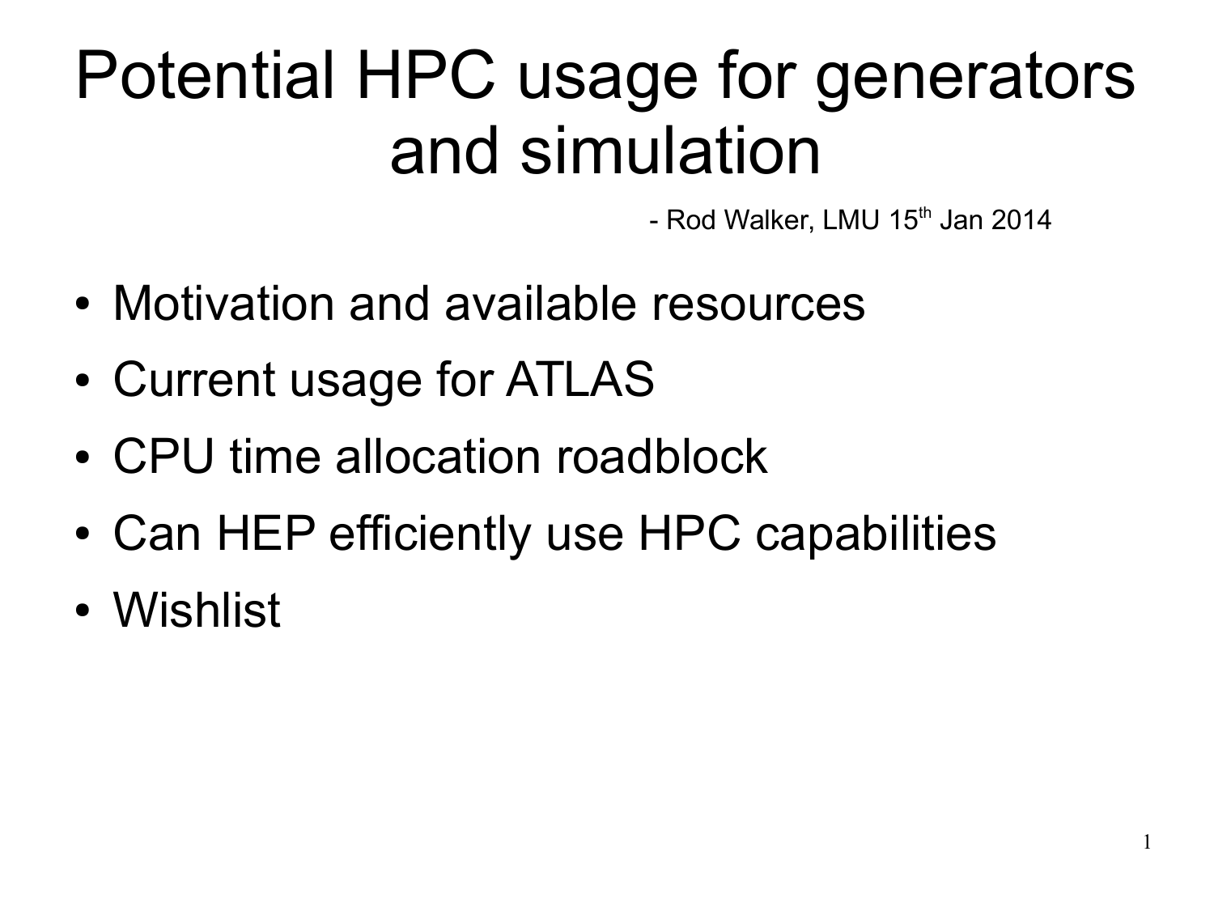# Potential HPC usage for generators and simulation

- Rod Walker, LMU 15th Jan 2014

- Motivation and available resources
- Current usage for ATLAS
- CPU time allocation roadblock
- Can HEP efficiently use HPC capabilities
- Wishlist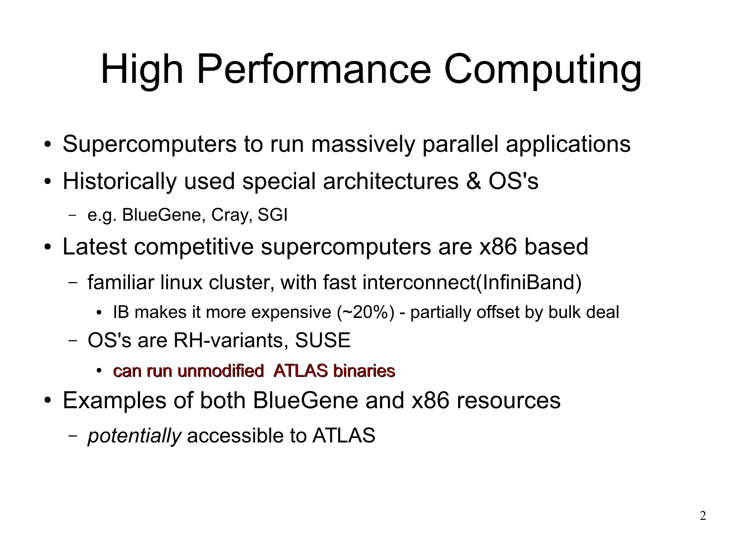# High Performance Computing

- Supercomputers to run massively parallel applications
- Historically used special architectures & OS's
  - e.g. BlueGene, Cray, SGI
- Latest competitive supercomputers are x86 based
  - familiar linux cluster, with fast interconnect(InfiniBand)
    - IB makes it more expensive (~20%) - partially offset by bulk deal
  - OS's are RH-variants, SUSE
    - can run unmodified ATLAS binaries
- Examples of both BlueGene and x86 resources
  - *potentially* accessible to ATLAS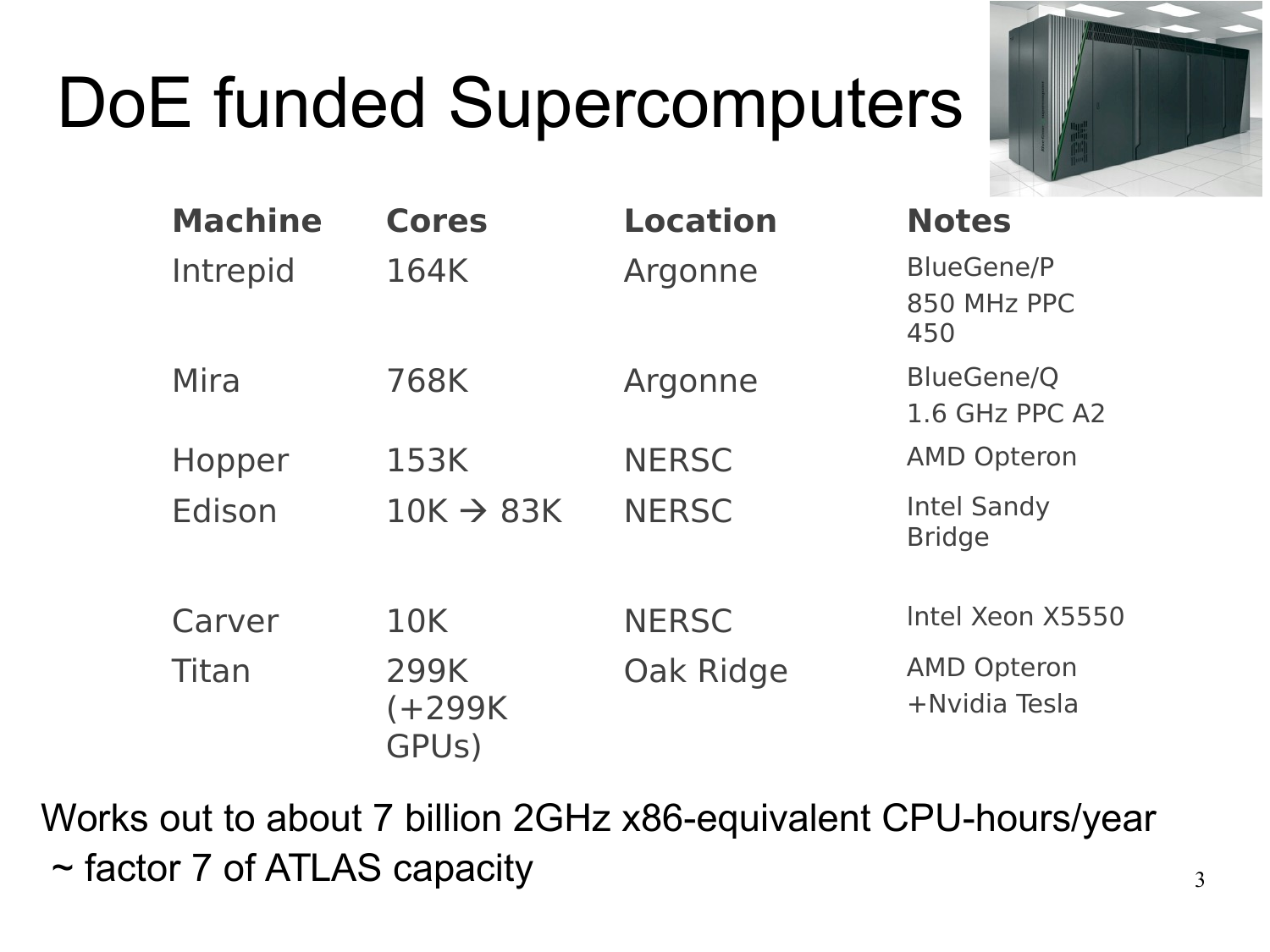# DoE funded Supercomputers

| Machine | Cores | Location | Notes |
| --- | --- | --- | --- |
| Intrepid | 164K | Argonne | BlueGene/P 850 MHz PPC 450 |
| Mira | 768K | Argonne | BlueGene/Q 1.6 GHz PPC A2 |
| Hopper | 153K | NERSC | AMD Opteron |
| Edison | 10K → 83K | NERSC | Intel Sandy Bridge |
| Carver | 10K | NERSC | Intel Xeon X5550 |
| Titan | 299K (+299K GPUs) | Oak Ridge | AMD Opteron +Nvidia Tesla |

Works out to about 7 billion 2GHz x86-equivalent CPU-hours/year
~ factor 7 of ATLAS capacity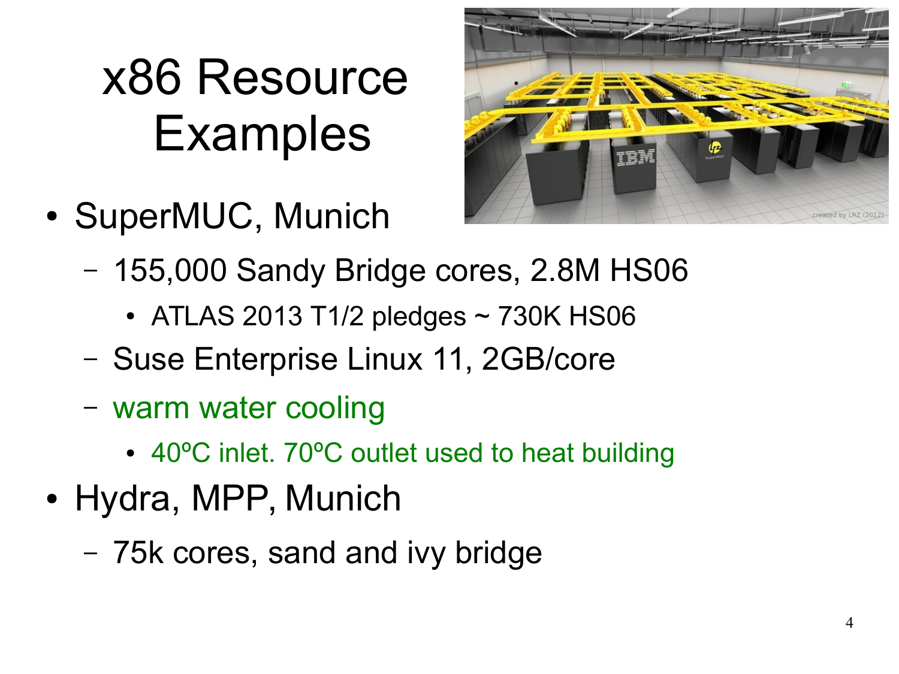# x86 Resource Examples

- SuperMUC, Munich
  - 155,000 Sandy Bridge cores, 2.8M HS06
    - ATLAS 2013 T1/2 pledges ~ 730K HS06
  - Suse Enterprise Linux 11, 2GB/core
  - warm water cooling
    - 40ºC inlet. 70ºC outlet used to heat building
- Hydra, MPP, Munich
  - 75k cores, sand and ivy bridge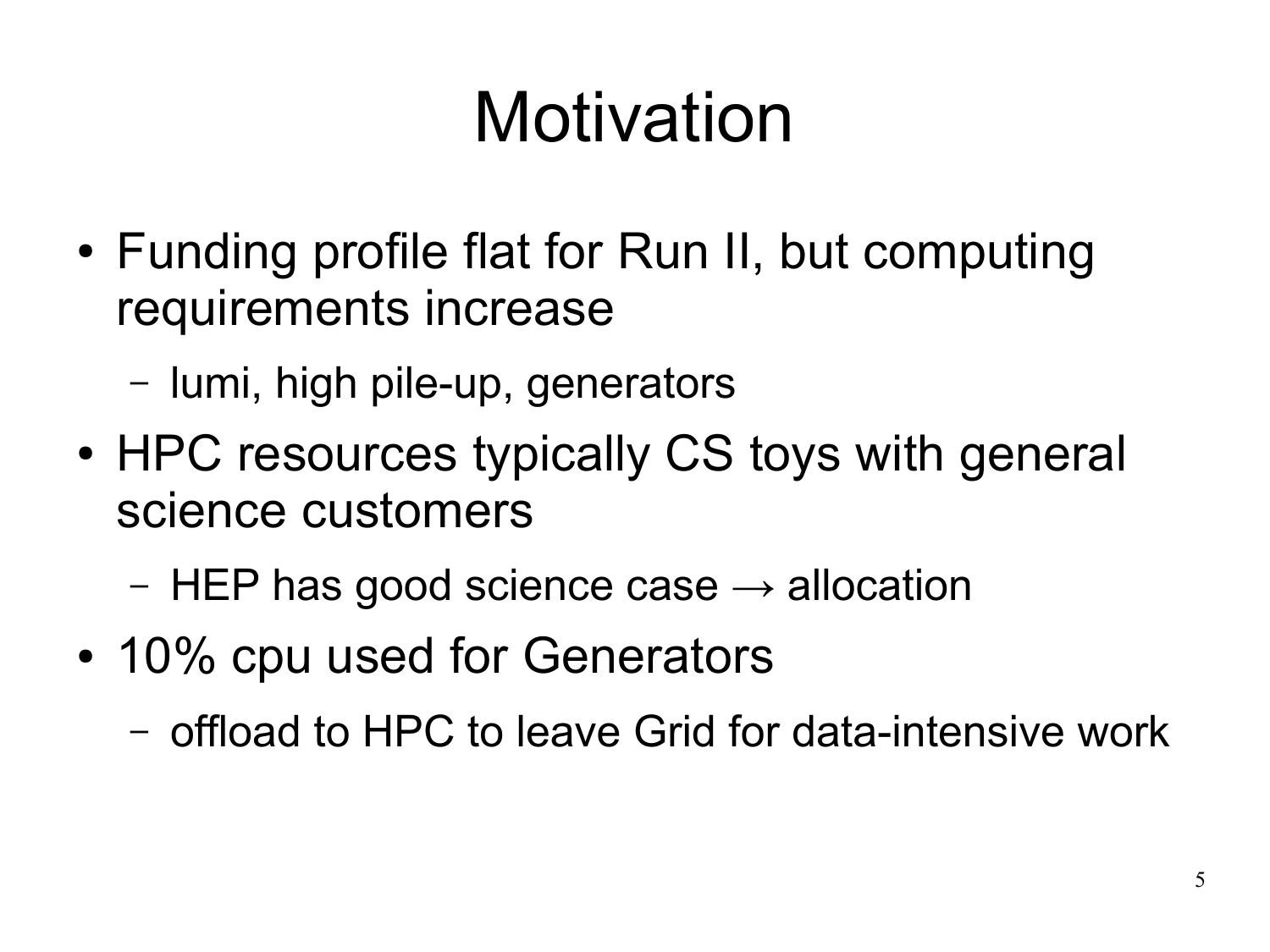# Motivation

- Funding profile flat for Run II, but computing requirements increase
  - lumi, high pile-up, generators
- HPC resources typically CS toys with general science customers
  - HEP has good science case → allocation
- 10% cpu used for Generators
  - offload to HPC to leave Grid for data-intensive work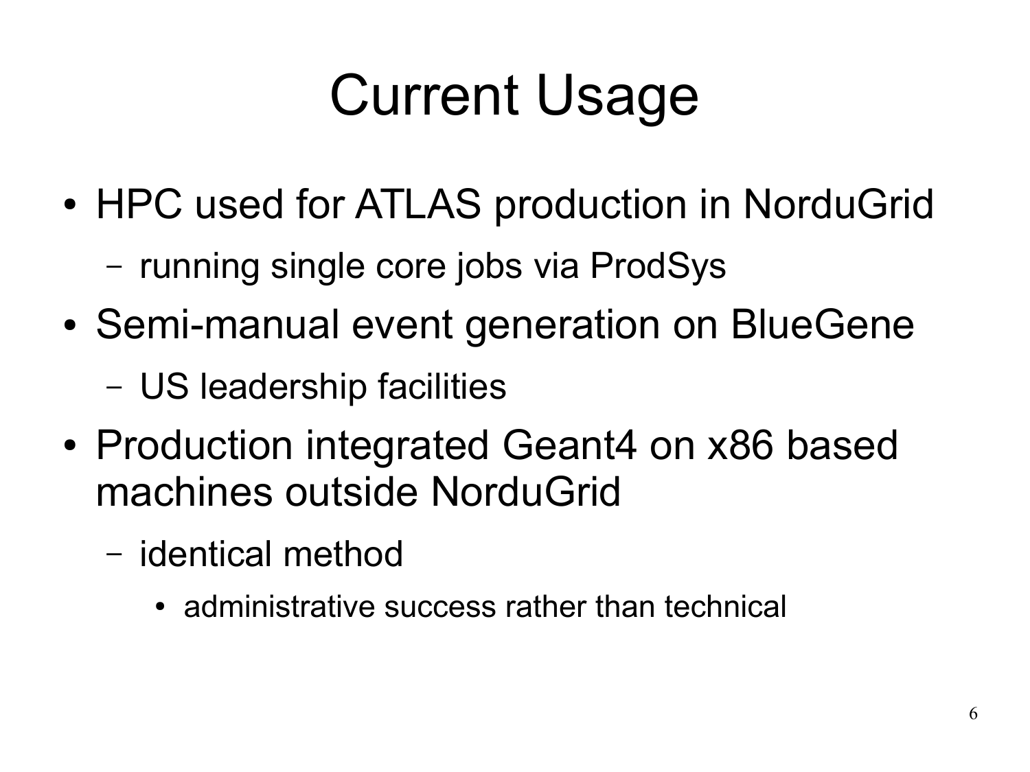# Current Usage

- HPC used for ATLAS production in NorduGrid
  - running single core jobs via ProdSys
- Semi-manual event generation on BlueGene
  - US leadership facilities
- Production integrated Geant4 on x86 based machines outside NorduGrid
  - identical method
    - administrative success rather than technical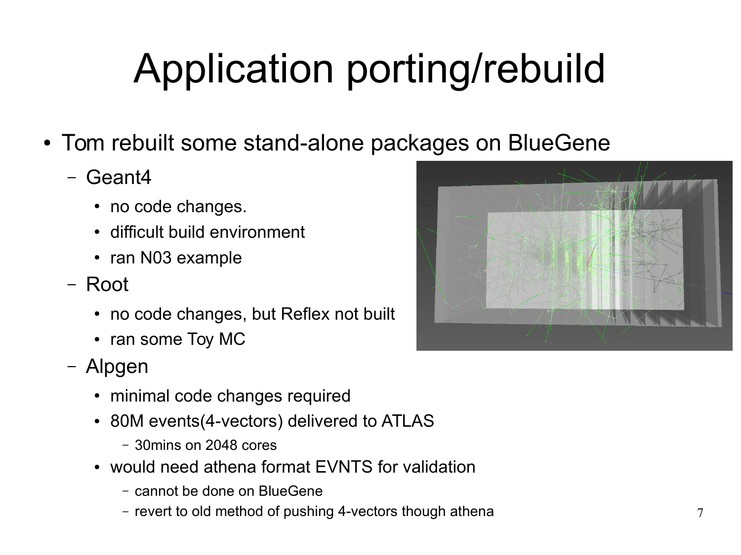# Application porting/rebuild

- Tom rebuilt some stand-alone packages on BlueGene
  - Geant4
    - no code changes.
    - difficult build environment
    - ran N03 example
  - Root
    - no code changes, but Reflex not built
    - ran some Toy MC
  - Alpgen
    - minimal code changes required
    - 80M events(4-vectors) delivered to ATLAS
      - 30mins on 2048 cores
    - would need athena format EVNTS for validation
      - cannot be done on BlueGene
      - revert to old method of pushing 4-vectors though athena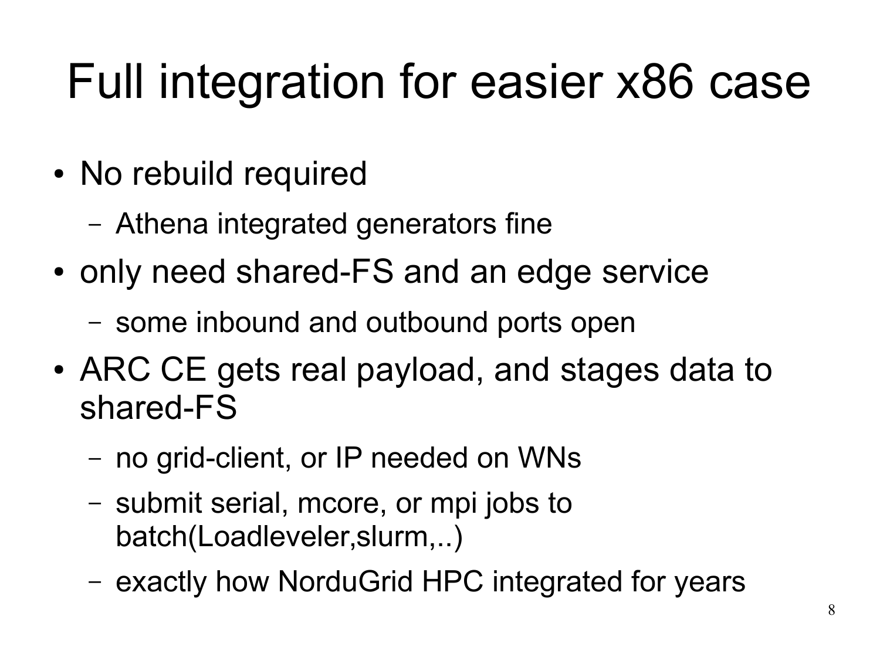# Full integration for easier x86 case

- No rebuild required
  - Athena integrated generators fine
- only need shared-FS and an edge service
  - some inbound and outbound ports open
- ARC CE gets real payload, and stages data to shared-FS
  - no grid-client, or IP needed on WNs
  - submit serial, mcore, or mpi jobs to batch(Loadleveler,slurm,..)
  - exactly how NorduGrid HPC integrated for years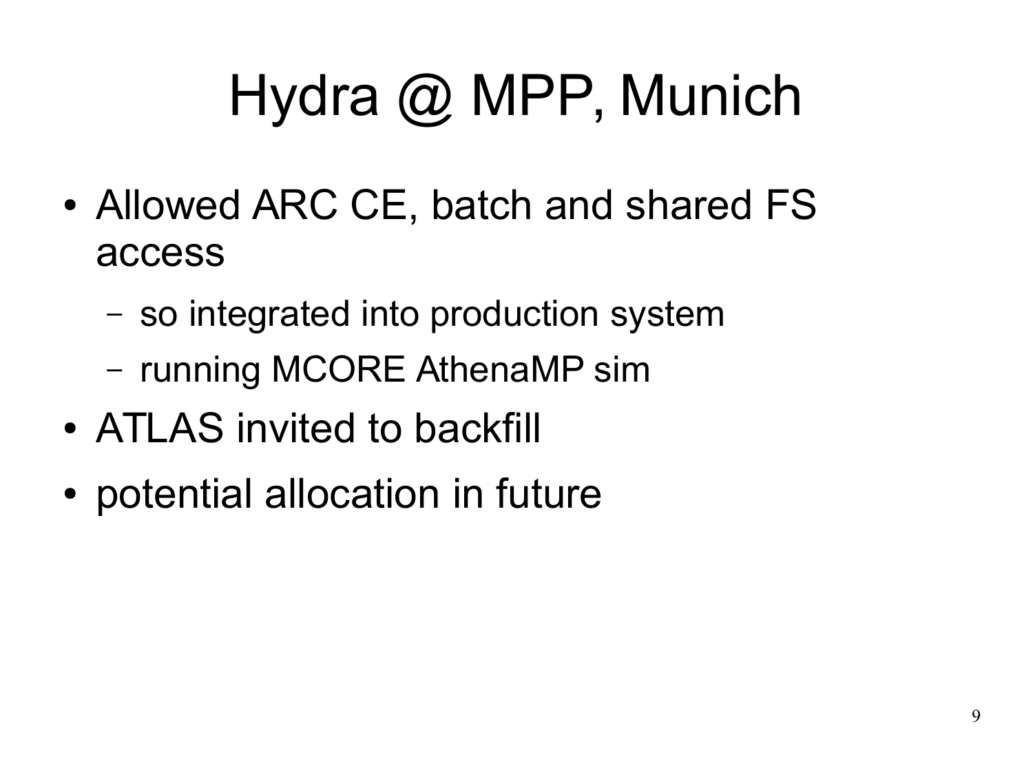# Hydra @ MPP, Munich

- Allowed ARC CE, batch and shared FS access
  - so integrated into production system
  - running MCORE AthenaMP sim
- ATLAS invited to backfill
- potential allocation in future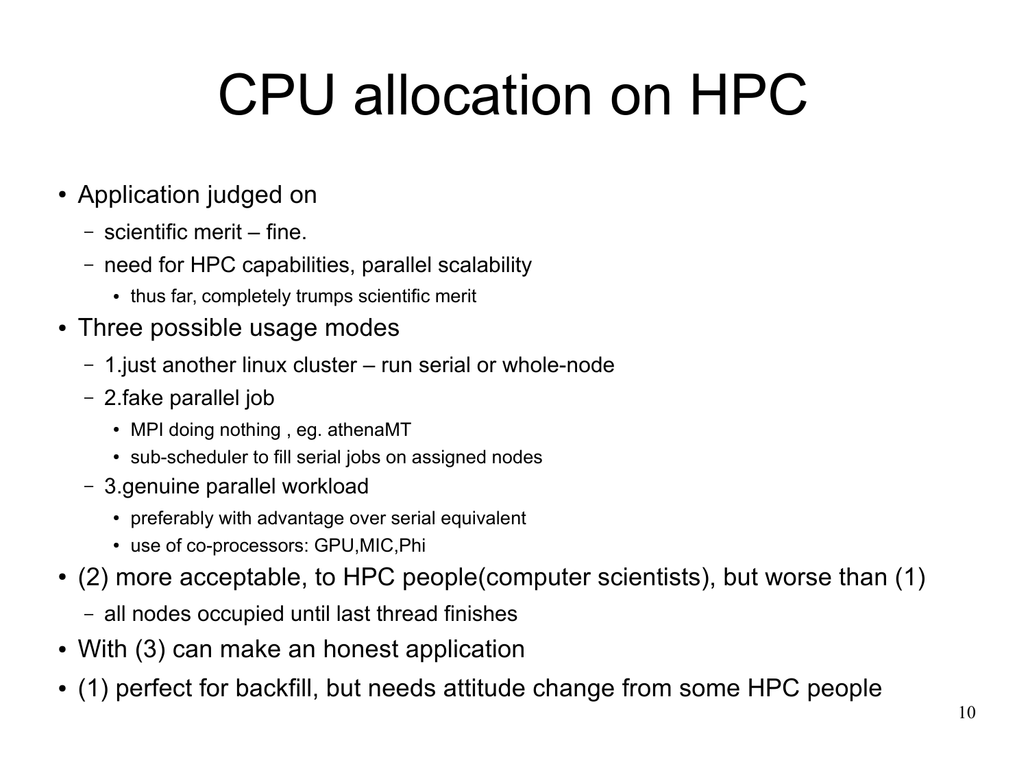# CPU allocation on HPC

- Application judged on
  - scientific merit – fine.
  - need for HPC capabilities, parallel scalability
    - thus far, completely trumps scientific merit
- Three possible usage modes
  - 1.just another linux cluster – run serial or whole-node
  - 2.fake parallel job
    - MPI doing nothing , eg. athenaMT
    - sub-scheduler to fill serial jobs on assigned nodes
  - 3.genuine parallel workload
    - preferably with advantage over serial equivalent
    - use of co-processors: GPU,MIC,Phi
- (2) more acceptable, to HPC people(computer scientists), but worse than (1)
  - all nodes occupied until last thread finishes
- With (3) can make an honest application
- (1) perfect for backfill, but needs attitude change from some HPC people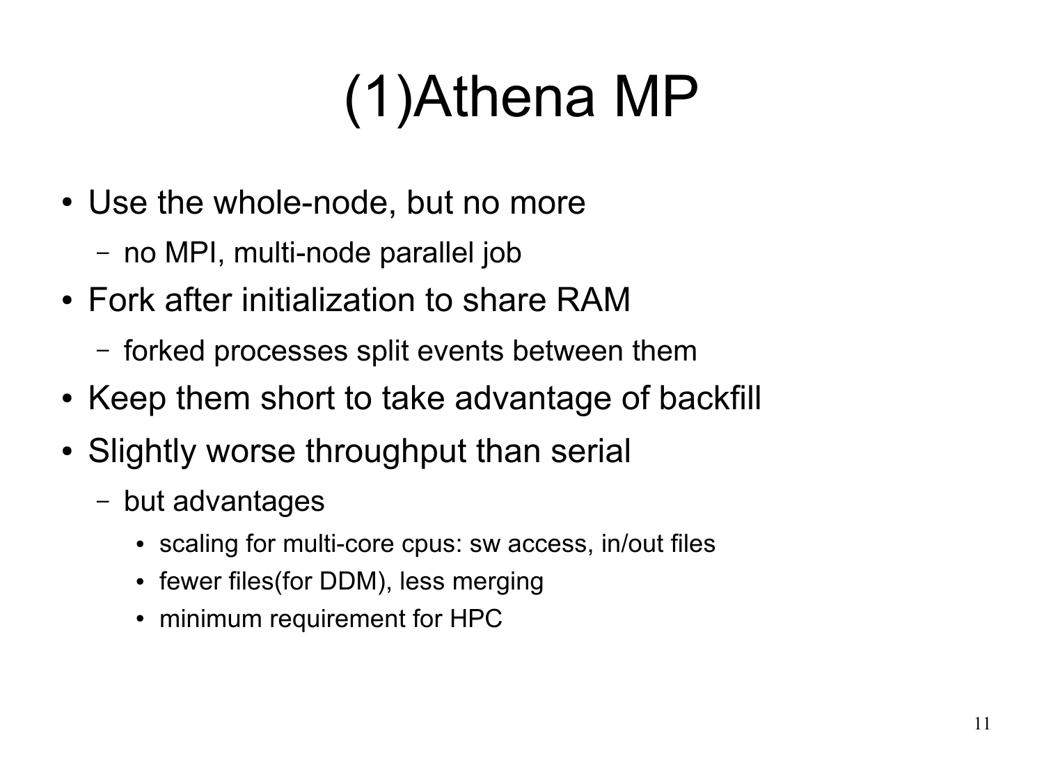# (1)Athena MP

- Use the whole-node, but no more
  - no MPI, multi-node parallel job
- Fork after initialization to share RAM
  - forked processes split events between them
- Keep them short to take advantage of backfill
- Slightly worse throughput than serial
  - but advantages
    - scaling for multi-core cpus: sw access, in/out files
    - fewer files(for DDM), less merging
    - minimum requirement for HPC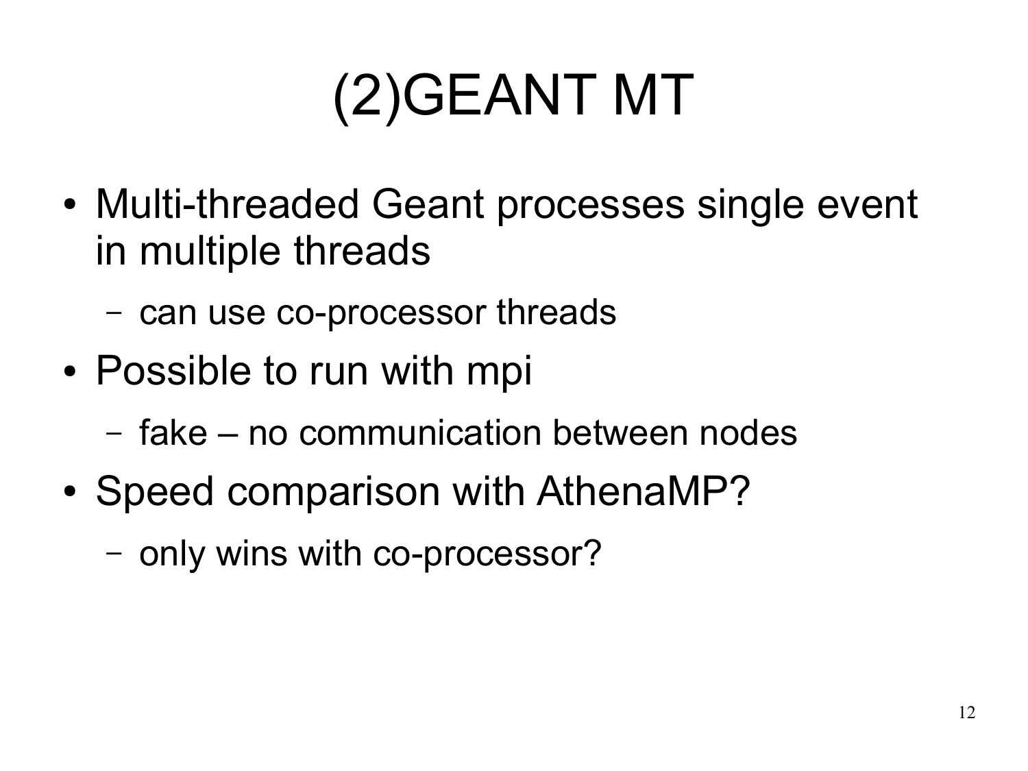# (2)GEANT MT

- Multi-threaded Geant processes single event in multiple threads
  - can use co-processor threads
- Possible to run with mpi
  - fake – no communication between nodes
- Speed comparison with AthenaMP?
  - only wins with co-processor?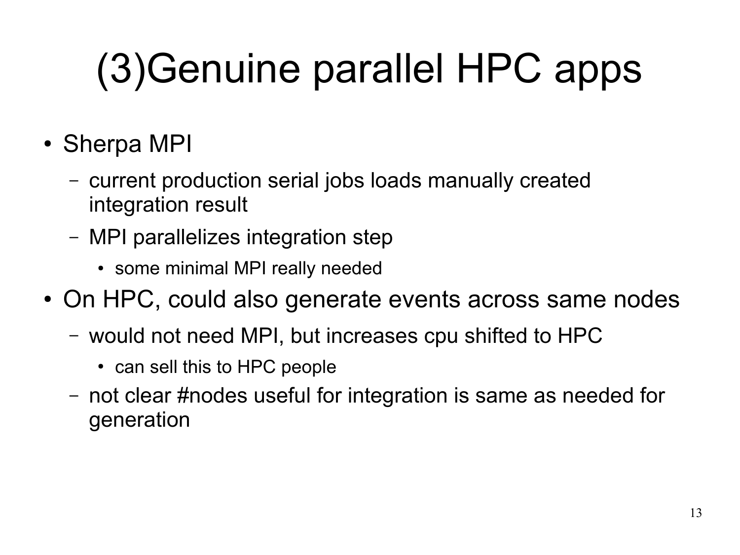# (3)Genuine parallel HPC apps

- Sherpa MPI
  - current production serial jobs loads manually created integration result
  - MPI parallelizes integration step
    - some minimal MPI really needed
- On HPC, could also generate events across same nodes
  - would not need MPI, but increases cpu shifted to HPC
    - can sell this to HPC people
  - not clear #nodes useful for integration is same as needed for generation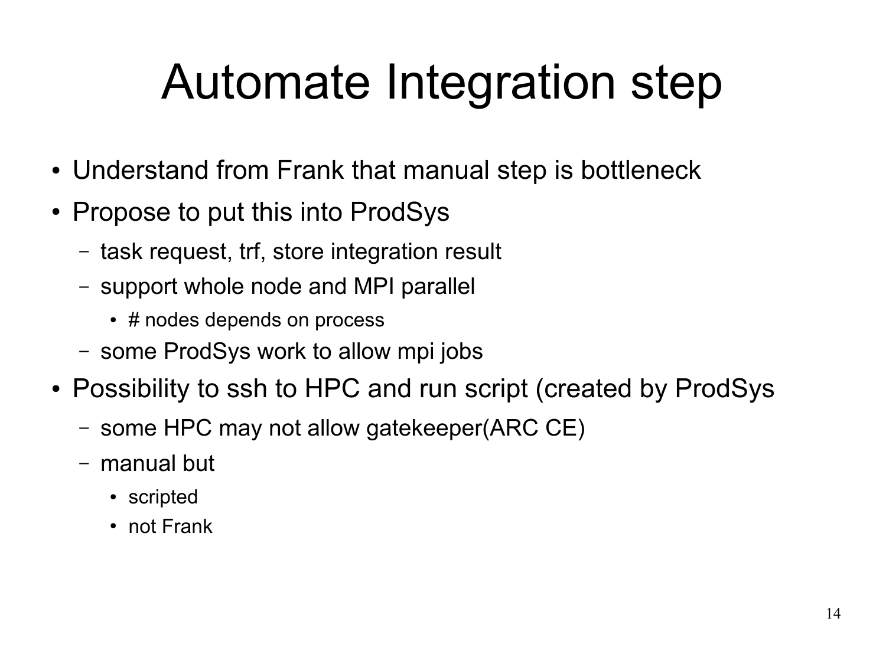# Automate Integration step

- Understand from Frank that manual step is bottleneck
- Propose to put this into ProdSys
  - task request, trf, store integration result
  - support whole node and MPI parallel
    - # nodes depends on process
  - some ProdSys work to allow mpi jobs
- Possibility to ssh to HPC and run script (created by ProdSys
  - some HPC may not allow gatekeeper(ARC CE)
  - manual but
    - scripted
    - not Frank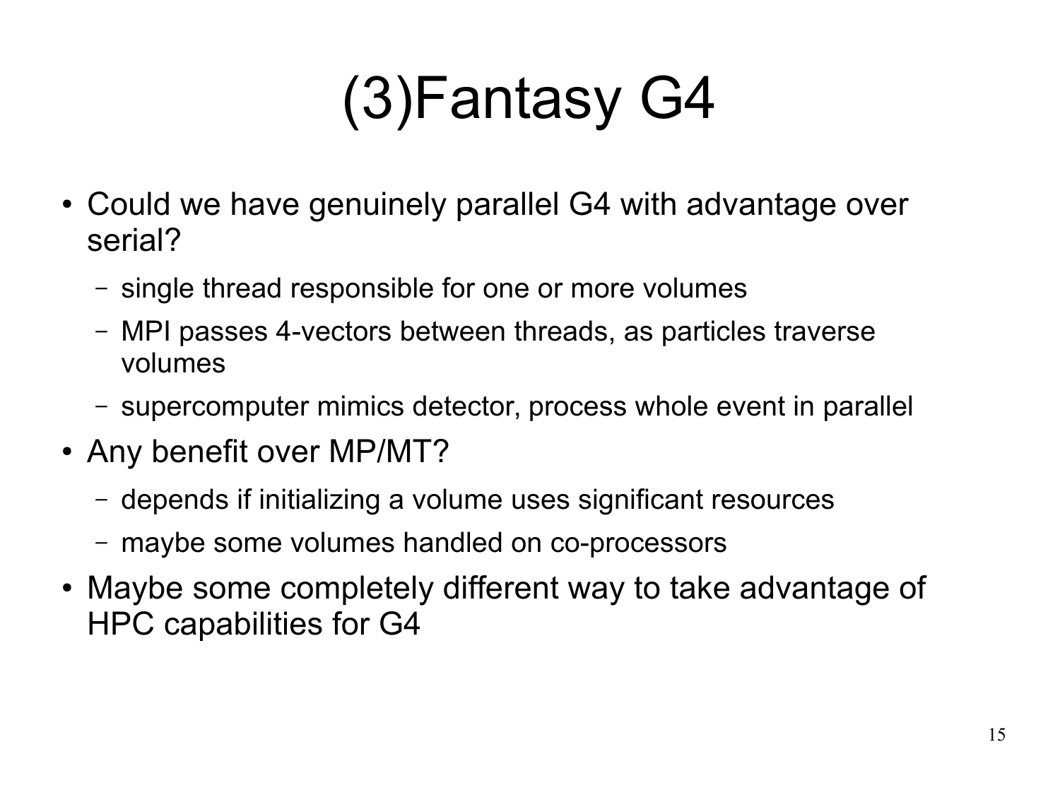# (3)Fantasy G4

- Could we have genuinely parallel G4 with advantage over serial?
  - single thread responsible for one or more volumes
  - MPI passes 4-vectors between threads, as particles traverse volumes
  - supercomputer mimics detector, process whole event in parallel
- Any benefit over MP/MT?
  - depends if initializing a volume uses significant resources
  - maybe some volumes handled on co-processors
- Maybe some completely different way to take advantage of HPC capabilities for G4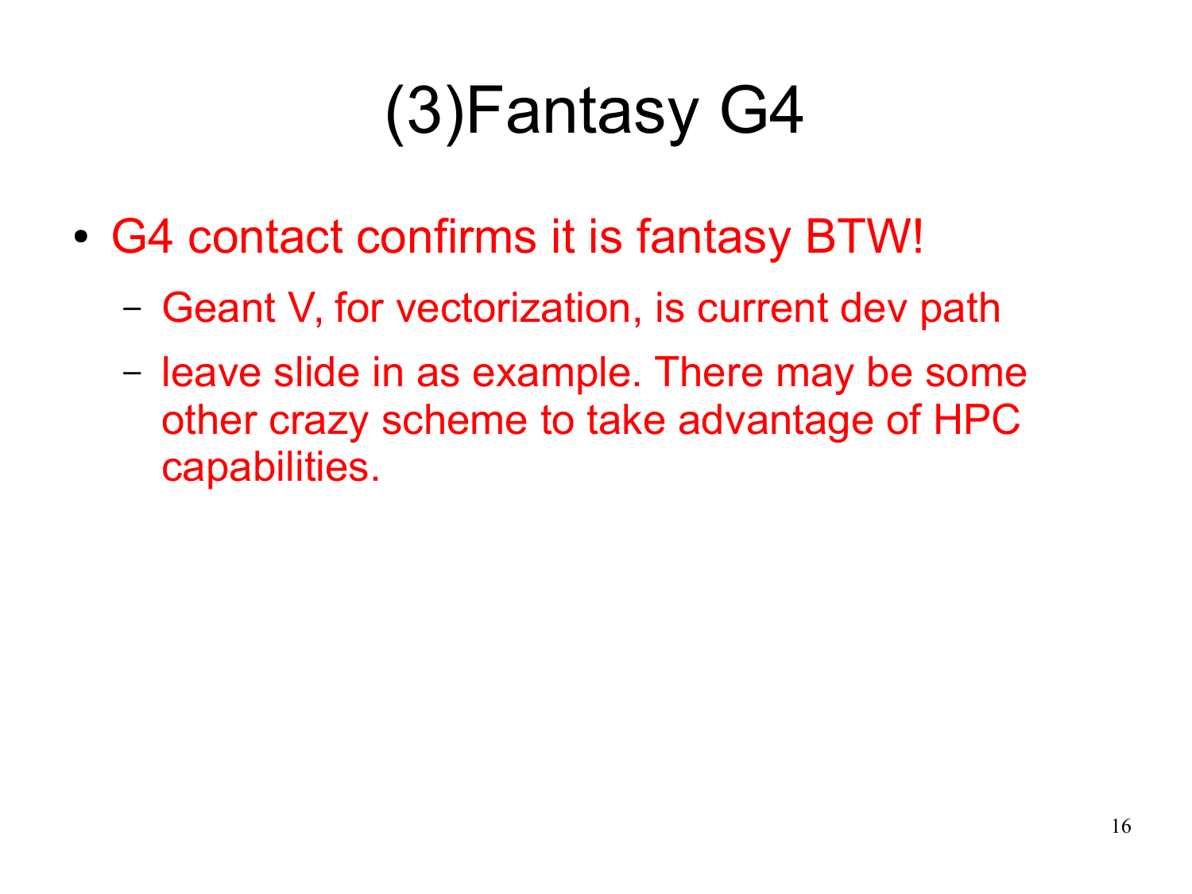# (3)Fantasy G4

- G4 contact confirms it is fantasy BTW!
  - Geant V, for vectorization, is current dev path
  - leave slide in as example. There may be some other crazy scheme to take advantage of HPC capabilities.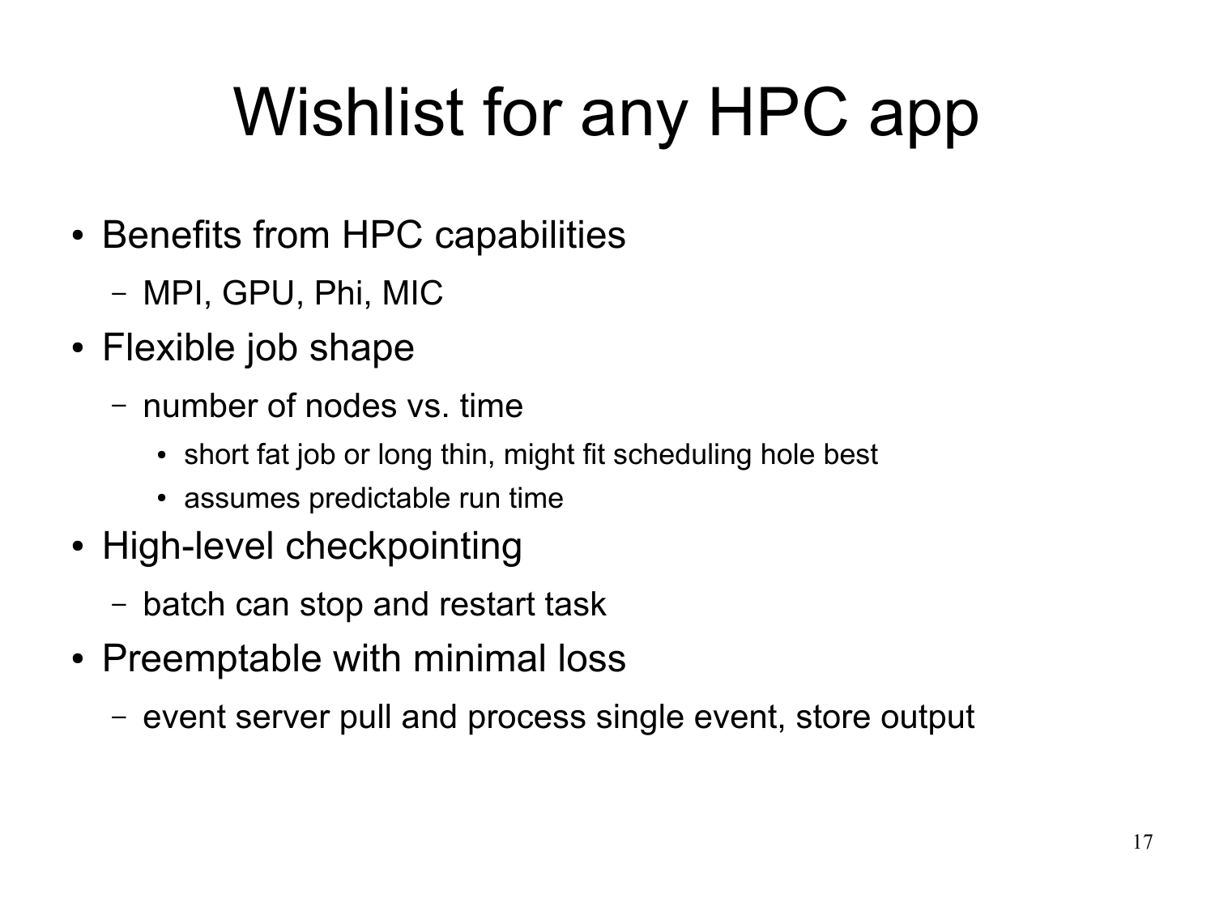# Wishlist for any HPC app

- Benefits from HPC capabilities
  - MPI, GPU, Phi, MIC
- Flexible job shape
  - number of nodes vs. time
    - short fat job or long thin, might fit scheduling hole best
    - assumes predictable run time
- High-level checkpointing
  - batch can stop and restart task
- Preemptable with minimal loss
  - event server pull and process single event, store output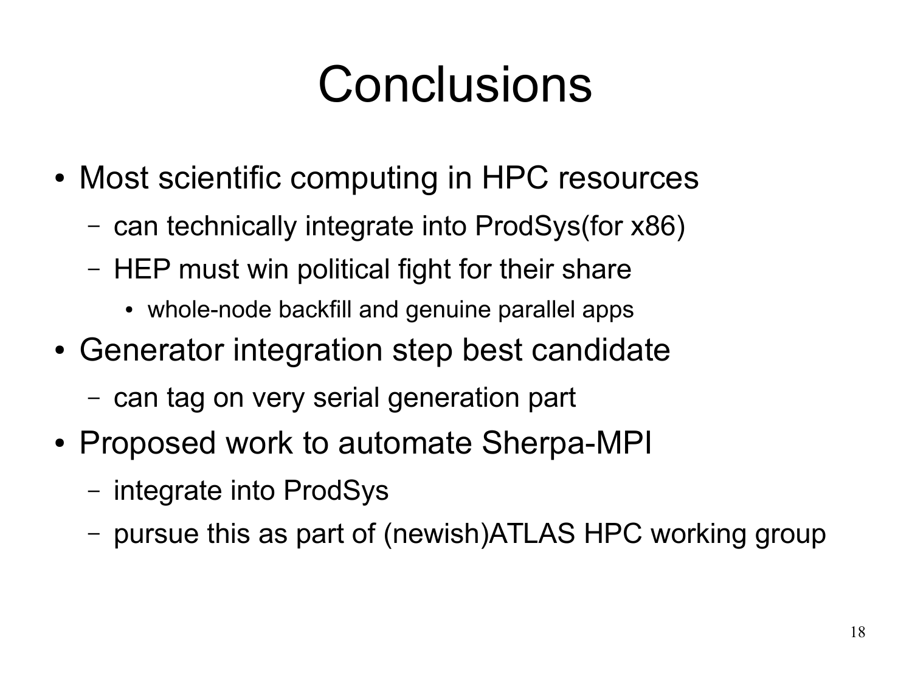# Conclusions

- Most scientific computing in HPC resources
  - can technically integrate into ProdSys(for x86)
  - HEP must win political fight for their share
    - whole-node backfill and genuine parallel apps
- Generator integration step best candidate
  - can tag on very serial generation part
- Proposed work to automate Sherpa-MPI
  - integrate into ProdSys
  - pursue this as part of (newish)ATLAS HPC working group